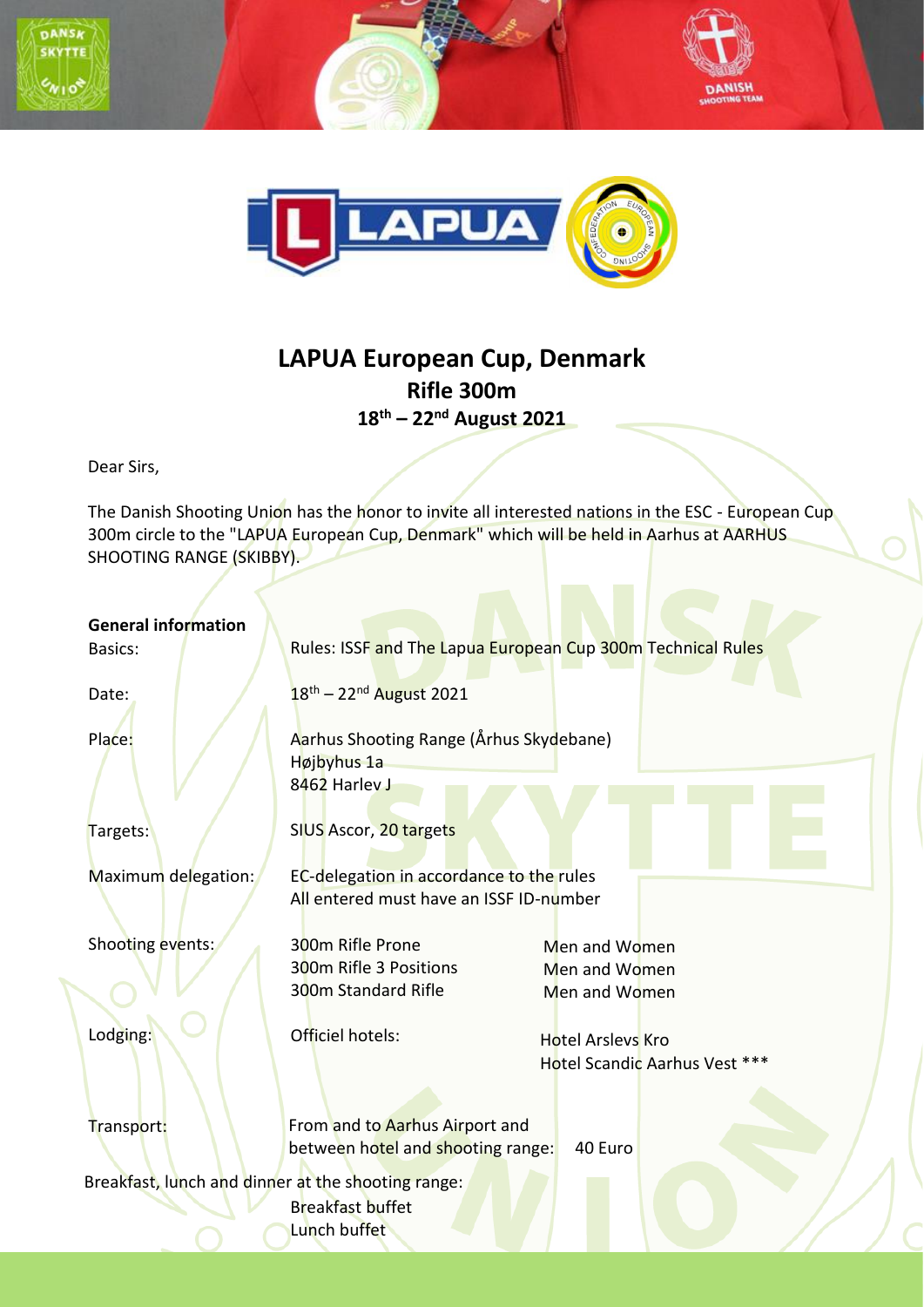# LAPUA European Cup, Denmark

## Rifle 300m

## 18th – 22nd August 2021

Dear Sirs,

The Danish Shooting Union has the honor to invite all interested nations in the ESC - European Cup 300m circle to the "LAPUA European Cup, Denmark" which will be held in Aarhus at AARHUS SHOOTING RANGE (SKIBBY).

**General information**

| | | |
|---|---|---|
| Basics: | Rules: ISSF and The Lapua European Cup 300m Technical Rules | |
| Date: | 18th – 22nd August 2021 | |
| Place: | Aarhus Shooting Range (Århus Skydebane)<br>Højbyhus 1a<br>8462 Harlev J | |
| Targets: | SIUS Ascor, 20 targets | |
| Maximum delegation: | EC-delegation in accordance to the rules<br>All entered must have an ISSF ID-number | |
| Shooting events: | 300m Rifle Prone<br>300m Rifle 3 Positions<br>300m Standard Rifle | Men and Women<br>Men and Women<br>Men and Women |
| Lodging: | Officiel hotels: | Hotel Arslevs Kro<br>Hotel Scandic Aarhus Vest *** |
| Transport: | From and to Aarhus Airport and between hotel and shooting range: | 40 Euro |

Breakfast, lunch and dinner at the shooting range:

Breakfast buffet
Lunch buffet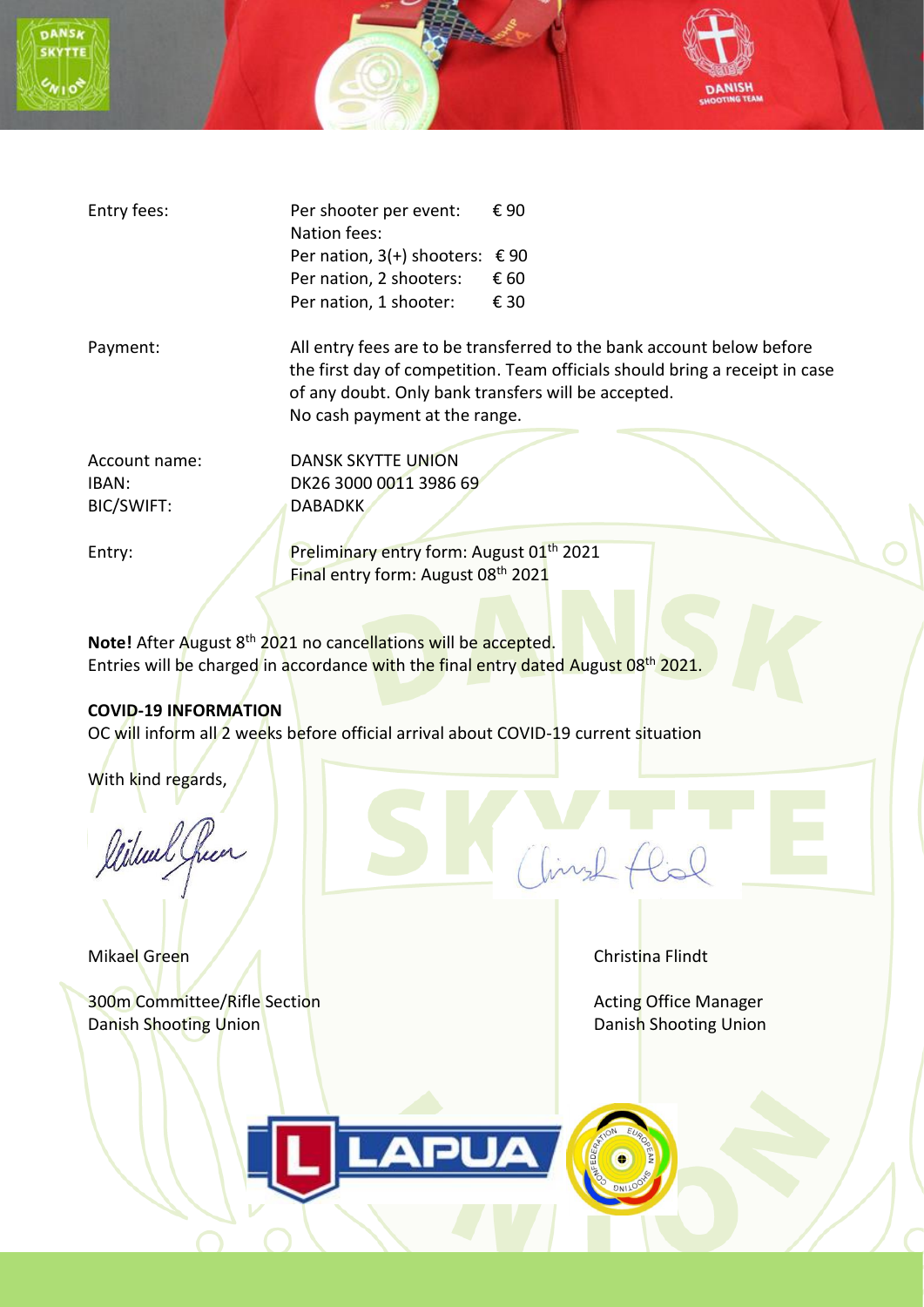| | | |
|---|---|---|
| Entry fees: | Per shooter per event: | € 90 |
| | Nation fees: | |
| | Per nation, 3(+) shooters: | € 90 |
| | Per nation, 2 shooters: | € 60 |
| | Per nation, 1 shooter: | € 30 |

Payment: All entry fees are to be transferred to the bank account below before the first day of competition. Team officials should bring a receipt in case of any doubt. Only bank transfers will be accepted.
No cash payment at the range.

| | |
|---|---|
| Account name: | DANSK SKYTTE UNION |
| IBAN: | DK26 3000 0011 3986 69 |
| BIC/SWIFT: | DABADKK |

Entry: Preliminary entry form: August 01th 2021
Final entry form: August 08th 2021

**Note!** After August 8th 2021 no cancellations will be accepted.
Entries will be charged in accordance with the final entry dated August 08th 2021.

**COVID-19 INFORMATION**
OC will inform all 2 weeks before official arrival about COVID-19 current situation

With kind regards,

Mikael Green
300m Committee/Rifle Section
Danish Shooting Union

Christina Flindt
Acting Office Manager
Danish Shooting Union